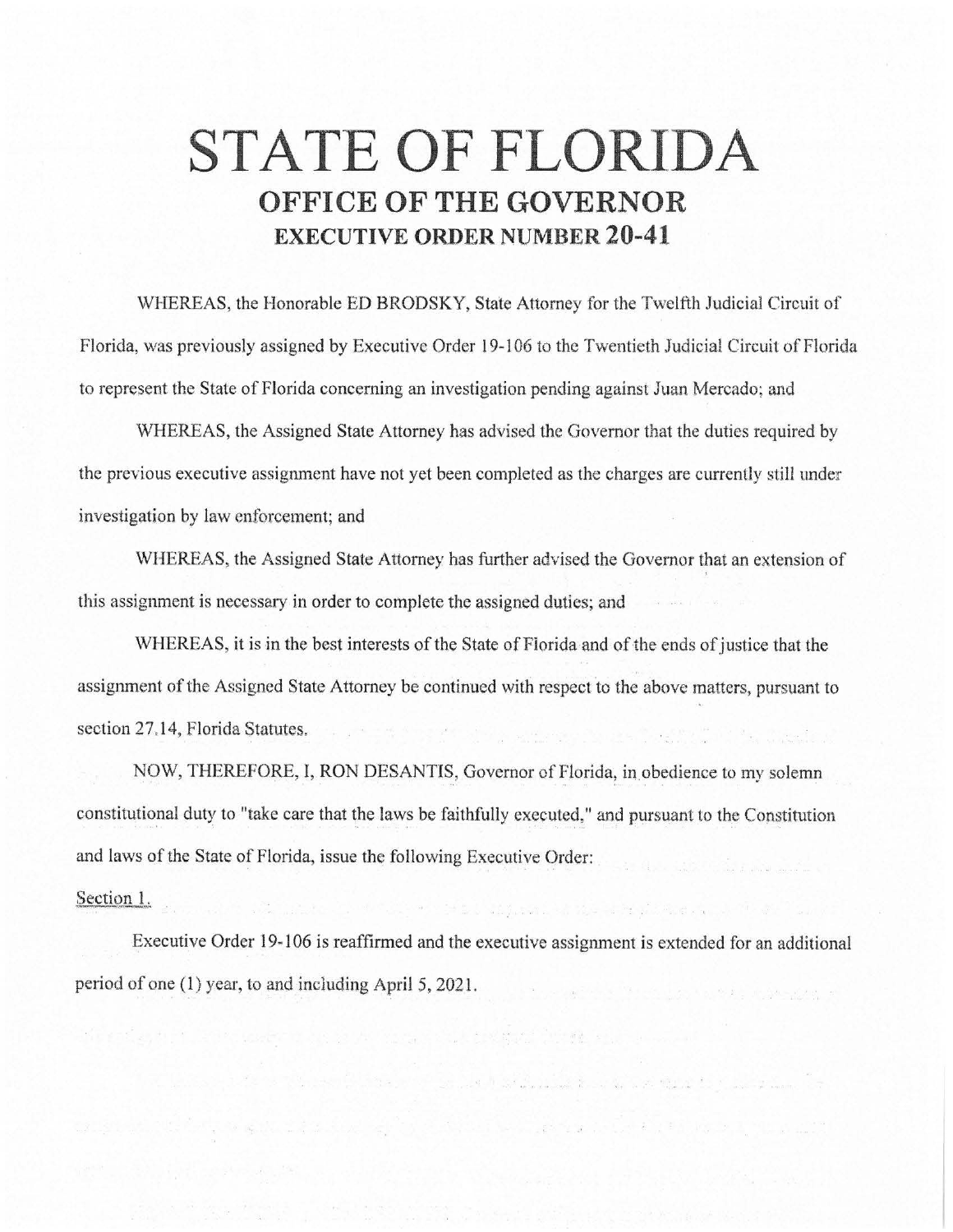# STATE OF FLORIDA

## OFFICE OF THE GOVERNOR

### EXECUTIVE ORDER NUMBER 20-41

WHEREAS, the Honorable ED BRODSKY, State Attorney for the Twelfth Judicial Circuit of Florida, was previously assigned by Executive Order 19-106 to the Twentieth Judicial Circuit of Florida to represent the State of Florida concerning an investigation pending against Juan Mercado; and

WHEREAS, the Assigned State Attorney has advised the Governor that the duties required by the previous executive assignment have not yet been completed as the charges are currently still under investigation by law enforcement; and

WHEREAS, the Assigned State Attorney has further advised the Governor that an extension of this assignment is necessary in order to complete the assigned duties; and

WHEREAS, it is in the best interests of the State of Florida and of the ends of justice that the assignment of the Assigned State Attorney be continued with respect to the above matters, pursuant to section 27.14, Florida Statutes.

NOW, THEREFORE, I, RON DESANTIS, Governor of Florida, in obedience to my solemn constitutional duty to "take care that the laws be faithfully executed," and pursuant to the Constitution and laws of the State of Florida, issue the following Executive Order:

Section 1.

Executive Order 19-106 is reaffirmed and the executive assignment is extended for an additional period of one (1) year, to and including April 5, 2021.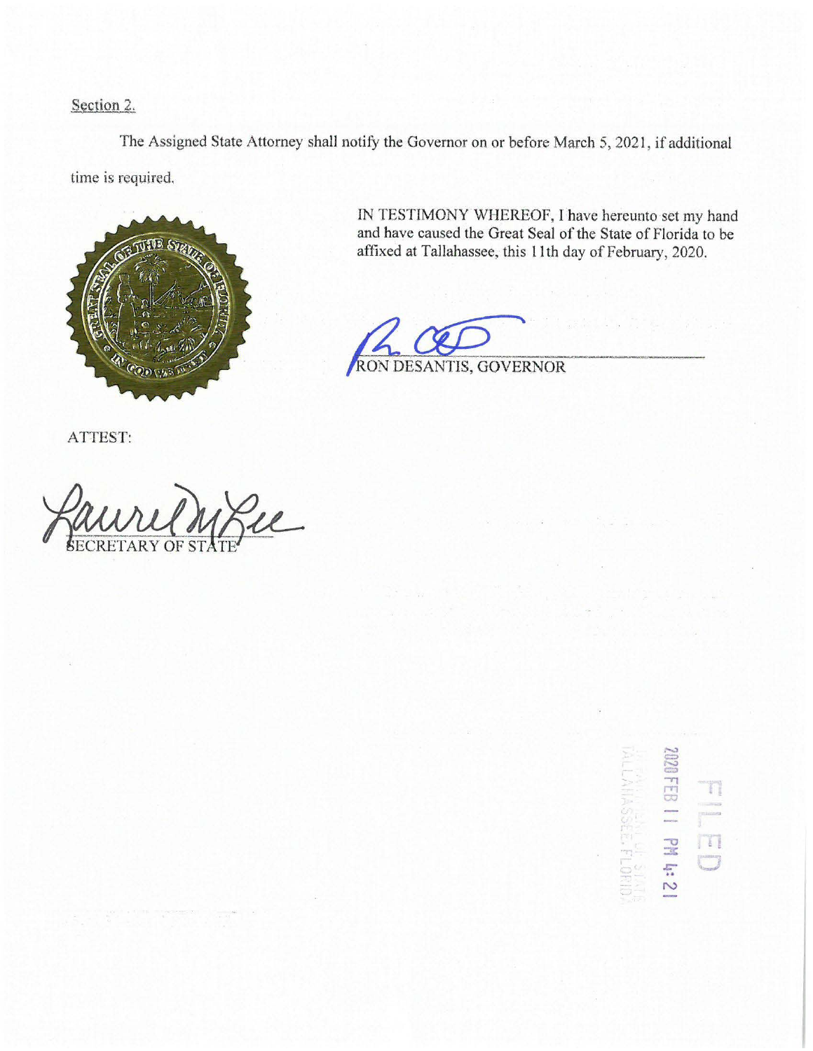Section 2.

The Assigned State Attorney shall notify the Governor on or before March 5, 2021, if additional time is required.

IN TESTIMONY WHEREOF, I have hereunto set my hand and have caused the Great Seal of the State of Florida to be affixed at Tallahassee, this 11th day of February, 2020.

RON DESANTIS, GOVERNOR

ATTEST:

SECRETARY OF STATE

FILED
2020 FEB 11 PM 4:21
DEPARTMENT OF STATE
TALLAHASSEE, FLORIDA